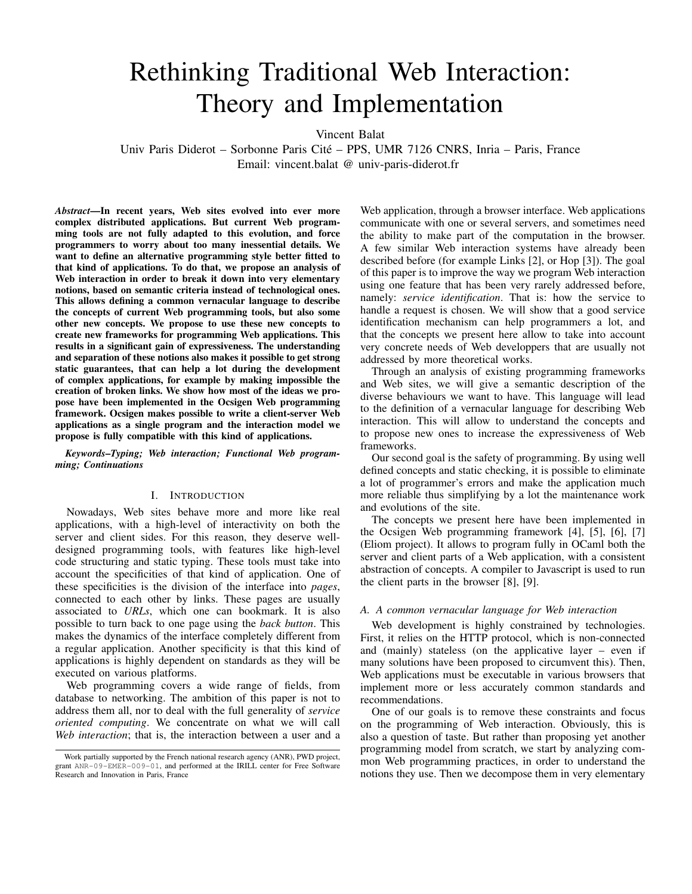// Title
# Rethinking Traditional Web Interaction: Theory and Implementation

Vincent Balat

Univ Paris Diderot – Sorbonne Paris Cité – PPS, UMR 7126 CNRS, Inria – Paris, France
Email: vincent.balat @ univ-paris-diderot.fr

***Abstract*—In recent years, Web sites evolved into ever more complex distributed applications. But current Web programming tools are not fully adapted to this evolution, and force programmers to worry about too many inessential details. We want to define an alternative programming style better fitted to that kind of applications. To do that, we propose an analysis of Web interaction in order to break it down into very elementary notions, based on semantic criteria instead of technological ones. This allows defining a common vernacular language to describe the concepts of current Web programming tools, but also some other new concepts. We propose to use these new concepts to create new frameworks for programming Web applications. This results in a significant gain of expressiveness. The understanding and separation of these notions also makes it possible to get strong static guarantees, that can help a lot during the development of complex applications, for example by making impossible the creation of broken links. We show how most of the ideas we propose have been implemented in the Ocsigen Web programming framework. Ocsigen makes possible to write a client-server Web applications as a single program and the interaction model we propose is fully compatible with this kind of applications.**

***Keywords–Typing; Web interaction; Functional Web programming; Continuations***

## I. Introduction

Nowadays, Web sites behave more and more like real applications, with a high-level of interactivity on both the server and client sides. For this reason, they deserve well-designed programming tools, with features like high-level code structuring and static typing. These tools must take into account the specificities of that kind of application. One of these specificities is the division of the interface into *pages*, connected to each other by links. These pages are usually associated to *URLs*, which one can bookmark. It is also possible to turn back to one page using the *back button*. This makes the dynamics of the interface completely different from a regular application. Another specificity is that this kind of applications is highly dependent on standards as they will be executed on various platforms.

Web programming covers a wide range of fields, from database to networking. The ambition of this paper is not to address them all, nor to deal with the full generality of *service oriented computing*. We concentrate on what we will call *Web interaction*; that is, the interaction between a user and a Web application, through a browser interface. Web applications communicate with one or several servers, and sometimes need the ability to make part of the computation in the browser. A few similar Web interaction systems have already been described before (for example Links [2], or Hop [3]). The goal of this paper is to improve the way we program Web interaction using one feature that has been very rarely addressed before, namely: *service identification*. That is: how the service to handle a request is chosen. We will show that a good service identification mechanism can help programmers a lot, and that the concepts we present here allow to take into account very concrete needs of Web developpers that are usually not addressed by more theoretical works.

Through an analysis of existing programming frameworks and Web sites, we will give a semantic description of the diverse behaviours we want to have. This language will lead to the definition of a vernacular language for describing Web interaction. This will allow to understand the concepts and to propose new ones to increase the expressiveness of Web frameworks.

Our second goal is the safety of programming. By using well defined concepts and static checking, it is possible to eliminate a lot of programmer's errors and make the application much more reliable thus simplifying by a lot the maintenance work and evolutions of the site.

The concepts we present here have been implemented in the Ocsigen Web programming framework [4], [5], [6], [7] (Eliom project). It allows to program fully in OCaml both the server and client parts of a Web application, with a consistent abstraction of concepts. A compiler to Javascript is used to run the client parts in the browser [8], [9].

### A. A common vernacular language for Web interaction

Web development is highly constrained by technologies. First, it relies on the HTTP protocol, which is non-connected and (mainly) stateless (on the applicative layer – even if many solutions have been proposed to circumvent this). Then, Web applications must be executable in various browsers that implement more or less accurately common standards and recommendations.

One of our goals is to remove these constraints and focus on the programming of Web interaction. Obviously, this is also a question of taste. But rather than proposing yet another programming model from scratch, we start by analyzing common Web programming practices, in order to understand the notions they use. Then we decompose them in very elementary

Work partially supported by the French national research agency (ANR), PWD project, grant ANR-09-EMER-009-01, and performed at the IRILL center for Free Software Research and Innovation in Paris, France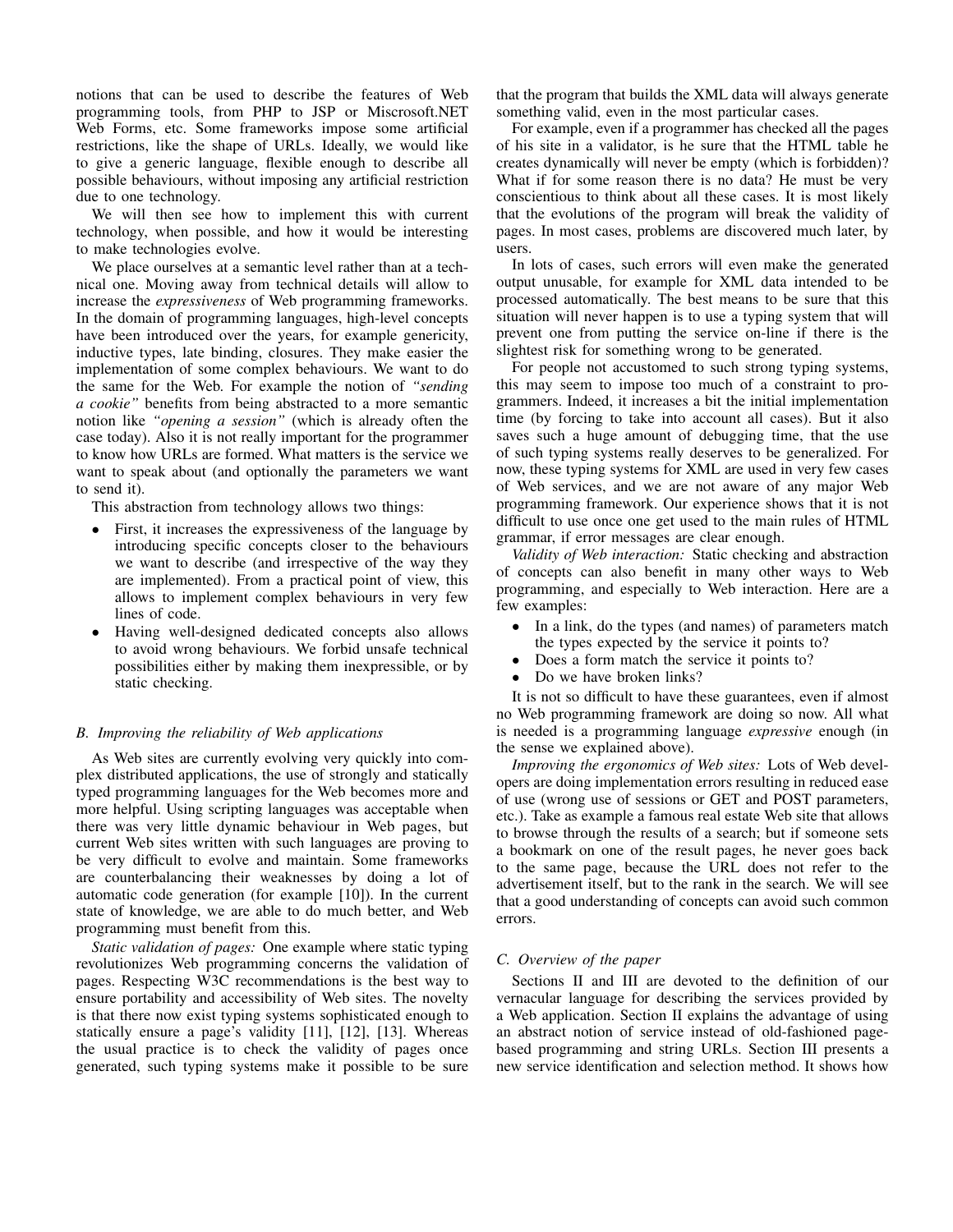notions that can be used to describe the features of Web programming tools, from PHP to JSP or Miscrosoft.NET Web Forms, etc. Some frameworks impose some artificial restrictions, like the shape of URLs. Ideally, we would like to give a generic language, flexible enough to describe all possible behaviours, without imposing any artificial restriction due to one technology.

We will then see how to implement this with current technology, when possible, and how it would be interesting to make technologies evolve.

We place ourselves at a semantic level rather than at a technical one. Moving away from technical details will allow to increase the *expressiveness* of Web programming frameworks. In the domain of programming languages, high-level concepts have been introduced over the years, for example genericity, inductive types, late binding, closures. They make easier the implementation of some complex behaviours. We want to do the same for the Web. For example the notion of *"sending a cookie"* benefits from being abstracted to a more semantic notion like *"opening a session"* (which is already often the case today). Also it is not really important for the programmer to know how URLs are formed. What matters is the service we want to speak about (and optionally the parameters we want to send it).

This abstraction from technology allows two things:

- First, it increases the expressiveness of the language by introducing specific concepts closer to the behaviours we want to describe (and irrespective of the way they are implemented). From a practical point of view, this allows to implement complex behaviours in very few lines of code.
- Having well-designed dedicated concepts also allows to avoid wrong behaviours. We forbid unsafe technical possibilities either by making them inexpressible, or by static checking.

### B. Improving the reliability of Web applications

As Web sites are currently evolving very quickly into complex distributed applications, the use of strongly and statically typed programming languages for the Web becomes more and more helpful. Using scripting languages was acceptable when there was very little dynamic behaviour in Web pages, but current Web sites written with such languages are proving to be very difficult to evolve and maintain. Some frameworks are counterbalancing their weaknesses by doing a lot of automatic code generation (for example [10]). In the current state of knowledge, we are able to do much better, and Web programming must benefit from this.

*Static validation of pages:* One example where static typing revolutionizes Web programming concerns the validation of pages. Respecting W3C recommendations is the best way to ensure portability and accessibility of Web sites. The novelty is that there now exist typing systems sophisticated enough to statically ensure a page's validity [11], [12], [13]. Whereas the usual practice is to check the validity of pages once generated, such typing systems make it possible to be sure that the program that builds the XML data will always generate something valid, even in the most particular cases.

For example, even if a programmer has checked all the pages of his site in a validator, is he sure that the HTML table he creates dynamically will never be empty (which is forbidden)? What if for some reason there is no data? He must be very conscientious to think about all these cases. It is most likely that the evolutions of the program will break the validity of pages. In most cases, problems are discovered much later, by users.

In lots of cases, such errors will even make the generated output unusable, for example for XML data intended to be processed automatically. The best means to be sure that this situation will never happen is to use a typing system that will prevent one from putting the service on-line if there is the slightest risk for something wrong to be generated.

For people not accustomed to such strong typing systems, this may seem to impose too much of a constraint to programmers. Indeed, it increases a bit the initial implementation time (by forcing to take into account all cases). But it also saves such a huge amount of debugging time, that the use of such typing systems really deserves to be generalized. For now, these typing systems for XML are used in very few cases of Web services, and we are not aware of any major Web programming framework. Our experience shows that it is not difficult to use once one get used to the main rules of HTML grammar, if error messages are clear enough.

*Validity of Web interaction:* Static checking and abstraction of concepts can also benefit in many other ways to Web programming, and especially to Web interaction. Here are a few examples:

- In a link, do the types (and names) of parameters match the types expected by the service it points to?
- Does a form match the service it points to?
- Do we have broken links?

It is not so difficult to have these guarantees, even if almost no Web programming framework are doing so now. All what is needed is a programming language *expressive* enough (in the sense we explained above).

*Improving the ergonomics of Web sites:* Lots of Web developers are doing implementation errors resulting in reduced ease of use (wrong use of sessions or GET and POST parameters, etc.). Take as example a famous real estate Web site that allows to browse through the results of a search; but if someone sets a bookmark on one of the result pages, he never goes back to the same page, because the URL does not refer to the advertisement itself, but to the rank in the search. We will see that a good understanding of concepts can avoid such common errors.

### C. Overview of the paper

Sections II and III are devoted to the definition of our vernacular language for describing the services provided by a Web application. Section II explains the advantage of using an abstract notion of service instead of old-fashioned page-based programming and string URLs. Section III presents a new service identification and selection method. It shows how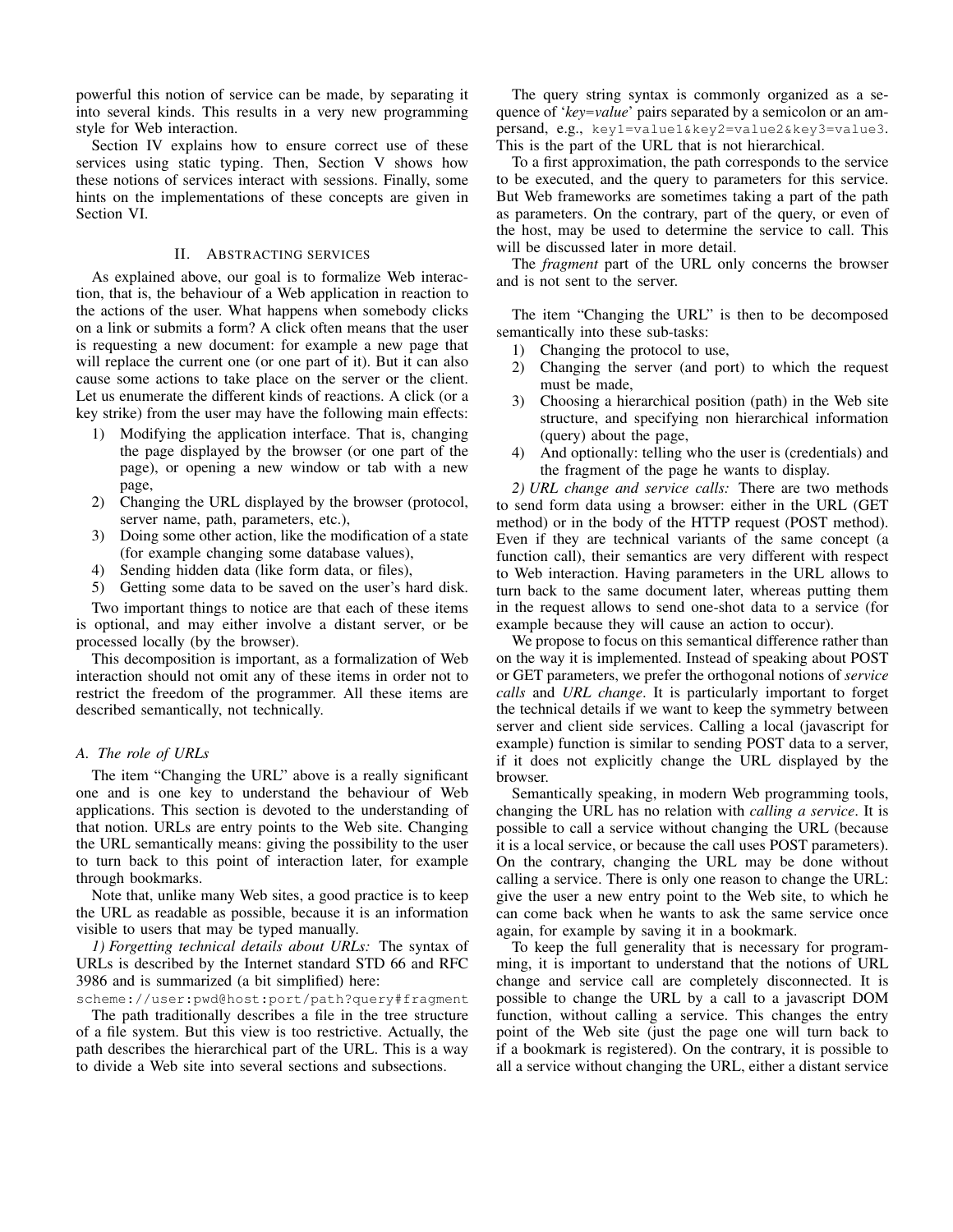powerful this notion of service can be made, by separating it into several kinds. This results in a very new programming style for Web interaction.

Section IV explains how to ensure correct use of these services using static typing. Then, Section V shows how these notions of services interact with sessions. Finally, some hints on the implementations of these concepts are given in Section VI.

## II. Abstracting services

As explained above, our goal is to formalize Web interaction, that is, the behaviour of a Web application in reaction to the actions of the user. What happens when somebody clicks on a link or submits a form? A click often means that the user is requesting a new document: for example a new page that will replace the current one (or one part of it). But it can also cause some actions to take place on the server or the client. Let us enumerate the different kinds of reactions. A click (or a key strike) from the user may have the following main effects:

1) Modifying the application interface. That is, changing the page displayed by the browser (or one part of the page), or opening a new window or tab with a new page,
2) Changing the URL displayed by the browser (protocol, server name, path, parameters, etc.),
3) Doing some other action, like the modification of a state (for example changing some database values),
4) Sending hidden data (like form data, or files),
5) Getting some data to be saved on the user's hard disk.

Two important things to notice are that each of these items is optional, and may either involve a distant server, or be processed locally (by the browser).

This decomposition is important, as a formalization of Web interaction should not omit any of these items in order not to restrict the freedom of the programmer. All these items are described semantically, not technically.

### A. The role of URLs

The item "Changing the URL" above is a really significant one and is one key to understand the behaviour of Web applications. This section is devoted to the understanding of that notion. URLs are entry points to the Web site. Changing the URL semantically means: giving the possibility to the user to turn back to this point of interaction later, for example through bookmarks.

Note that, unlike many Web sites, a good practice is to keep the URL as readable as possible, because it is an information visible to users that may be typed manually.

*1) Forgetting technical details about URLs:* The syntax of URLs is described by the Internet standard STD 66 and RFC 3986 and is summarized (a bit simplified) here:

`scheme://user:pwd@host:port/path?query#fragment`

The path traditionally describes a file in the tree structure of a file system. But this view is too restrictive. Actually, the path describes the hierarchical part of the URL. This is a way to divide a Web site into several sections and subsections.

The query string syntax is commonly organized as a sequence of '*key*=*value*' pairs separated by a semicolon or an ampersand, e.g., `key1=value1&key2=value2&key3=value3`. This is the part of the URL that is not hierarchical.

To a first approximation, the path corresponds to the service to be executed, and the query to parameters for this service. But Web frameworks are sometimes taking a part of the path as parameters. On the contrary, part of the query, or even of the host, may be used to determine the service to call. This will be discussed later in more detail.

The *fragment* part of the URL only concerns the browser and is not sent to the server.

The item "Changing the URL" is then to be decomposed semantically into these sub-tasks:

1) Changing the protocol to use,
2) Changing the server (and port) to which the request must be made,
3) Choosing a hierarchical position (path) in the Web site structure, and specifying non hierarchical information (query) about the page,
4) And optionally: telling who the user is (credentials) and the fragment of the page he wants to display.

*2) URL change and service calls:* There are two methods to send form data using a browser: either in the URL (GET method) or in the body of the HTTP request (POST method). Even if they are technical variants of the same concept (a function call), their semantics are very different with respect to Web interaction. Having parameters in the URL allows to turn back to the same document later, whereas putting them in the request allows to send one-shot data to a service (for example because they will cause an action to occur).

We propose to focus on this semantical difference rather than on the way it is implemented. Instead of speaking about POST or GET parameters, we prefer the orthogonal notions of *service calls* and *URL change*. It is particularly important to forget the technical details if we want to keep the symmetry between server and client side services. Calling a local (javascript for example) function is similar to sending POST data to a server, if it does not explicitly change the URL displayed by the browser.

Semantically speaking, in modern Web programming tools, changing the URL has no relation with *calling a service*. It is possible to call a service without changing the URL (because it is a local service, or because the call uses POST parameters). On the contrary, changing the URL may be done without calling a service. There is only one reason to change the URL: give the user a new entry point to the Web site, to which he can come back when he wants to ask the same service once again, for example by saving it in a bookmark.

To keep the full generality that is necessary for programming, it is important to understand that the notions of URL change and service call are completely disconnected. It is possible to change the URL by a call to a javascript DOM function, without calling a service. This changes the entry point of the Web site (just the page one will turn back to if a bookmark is registered). On the contrary, it is possible to all a service without changing the URL, either a distant service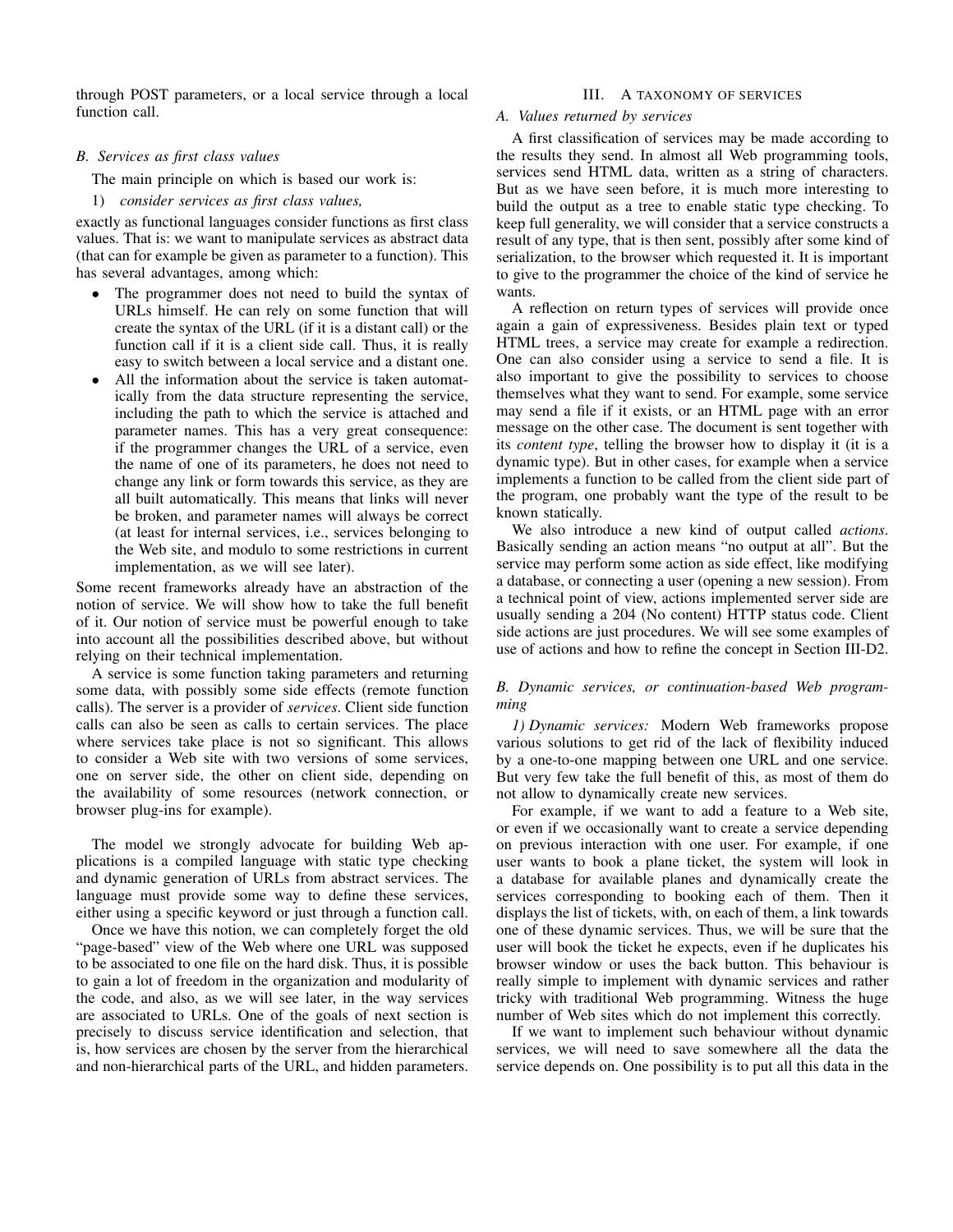through POST parameters, or a local service through a local function call.

### B. Services as first class values

The main principle on which is based our work is:

1) *consider services as first class values,*

exactly as functional languages consider functions as first class values. That is: we want to manipulate services as abstract data (that can for example be given as parameter to a function). This has several advantages, among which:

- The programmer does not need to build the syntax of URLs himself. He can rely on some function that will create the syntax of the URL (if it is a distant call) or the function call if it is a client side call. Thus, it is really easy to switch between a local service and a distant one.
- All the information about the service is taken automatically from the data structure representing the service, including the path to which the service is attached and parameter names. This has a very great consequence: if the programmer changes the URL of a service, even the name of one of its parameters, he does not need to change any link or form towards this service, as they are all built automatically. This means that links will never be broken, and parameter names will always be correct (at least for internal services, i.e., services belonging to the Web site, and modulo to some restrictions in current implementation, as we will see later).

Some recent frameworks already have an abstraction of the notion of service. We will show how to take the full benefit of it. Our notion of service must be powerful enough to take into account all the possibilities described above, but without relying on their technical implementation.

A service is some function taking parameters and returning some data, with possibly some side effects (remote function calls). The server is a provider of *services*. Client side function calls can also be seen as calls to certain services. The place where services take place is not so significant. This allows to consider a Web site with two versions of some services, one on server side, the other on client side, depending on the availability of some resources (network connection, or browser plug-ins for example).

The model we strongly advocate for building Web applications is a compiled language with static type checking and dynamic generation of URLs from abstract services. The language must provide some way to define these services, either using a specific keyword or just through a function call.

Once we have this notion, we can completely forget the old "page-based" view of the Web where one URL was supposed to be associated to one file on the hard disk. Thus, it is possible to gain a lot of freedom in the organization and modularity of the code, and also, as we will see later, in the way services are associated to URLs. One of the goals of next section is precisely to discuss service identification and selection, that is, how services are chosen by the server from the hierarchical and non-hierarchical parts of the URL, and hidden parameters.

## III. A TAXONOMY OF SERVICES

### A. Values returned by services

A first classification of services may be made according to the results they send. In almost all Web programming tools, services send HTML data, written as a string of characters. But as we have seen before, it is much more interesting to build the output as a tree to enable static type checking. To keep full generality, we will consider that a service constructs a result of any type, that is then sent, possibly after some kind of serialization, to the browser which requested it. It is important to give to the programmer the choice of the kind of service he wants.

A reflection on return types of services will provide once again a gain of expressiveness. Besides plain text or typed HTML trees, a service may create for example a redirection. One can also consider using a service to send a file. It is also important to give the possibility to services to choose themselves what they want to send. For example, some service may send a file if it exists, or an HTML page with an error message on the other case. The document is sent together with its *content type*, telling the browser how to display it (it is a dynamic type). But in other cases, for example when a service implements a function to be called from the client side part of the program, one probably want the type of the result to be known statically.

We also introduce a new kind of output called *actions*. Basically sending an action means "no output at all". But the service may perform some action as side effect, like modifying a database, or connecting a user (opening a new session). From a technical point of view, actions implemented server side are usually sending a 204 (No content) HTTP status code. Client side actions are just procedures. We will see some examples of use of actions and how to refine the concept in Section III-D2.

### B. Dynamic services, or continuation-based Web programming

*1) Dynamic services:* Modern Web frameworks propose various solutions to get rid of the lack of flexibility induced by a one-to-one mapping between one URL and one service. But very few take the full benefit of this, as most of them do not allow to dynamically create new services.

For example, if we want to add a feature to a Web site, or even if we occasionally want to create a service depending on previous interaction with one user. For example, if one user wants to book a plane ticket, the system will look in a database for available planes and dynamically create the services corresponding to booking each of them. Then it displays the list of tickets, with, on each of them, a link towards one of these dynamic services. Thus, we will be sure that the user will book the ticket he expects, even if he duplicates his browser window or uses the back button. This behaviour is really simple to implement with dynamic services and rather tricky with traditional Web programming. Witness the huge number of Web sites which do not implement this correctly.

If we want to implement such behaviour without dynamic services, we will need to save somewhere all the data the service depends on. One possibility is to put all this data in the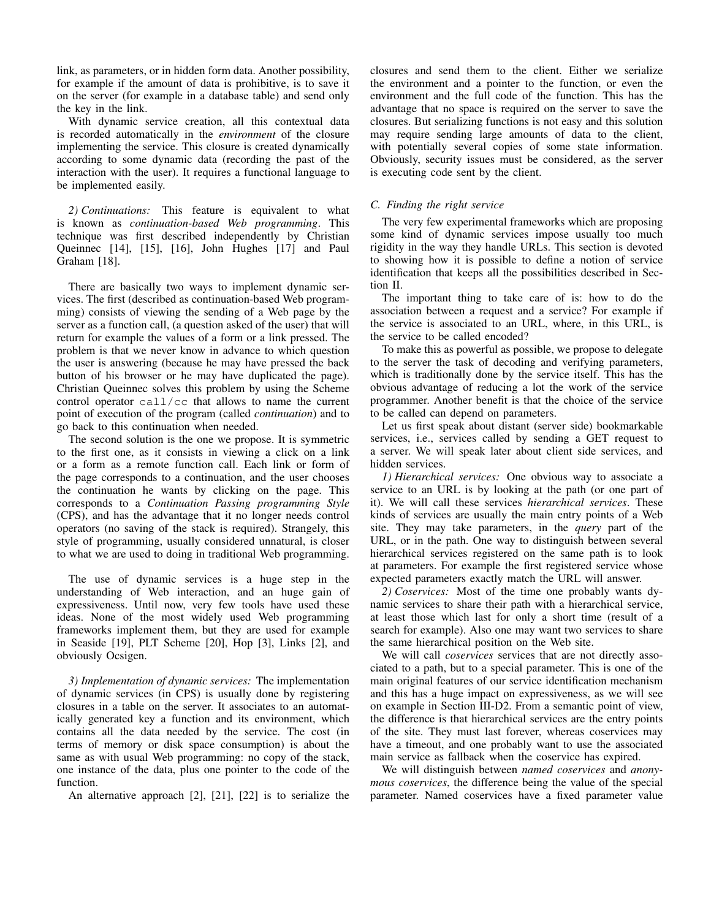link, as parameters, or in hidden form data. Another possibility, for example if the amount of data is prohibitive, is to save it on the server (for example in a database table) and send only the key in the link.

With dynamic service creation, all this contextual data is recorded automatically in the *environment* of the closure implementing the service. This closure is created dynamically according to some dynamic data (recording the past of the interaction with the user). It requires a functional language to be implemented easily.

*2) Continuations:* This feature is equivalent to what is known as *continuation-based Web programming*. This technique was first described independently by Christian Queinnec [14], [15], [16], John Hughes [17] and Paul Graham [18].

There are basically two ways to implement dynamic services. The first (described as continuation-based Web programming) consists of viewing the sending of a Web page by the server as a function call, (a question asked of the user) that will return for example the values of a form or a link pressed. The problem is that we never know in advance to which question the user is answering (because he may have pressed the back button of his browser or he may have duplicated the page). Christian Queinnec solves this problem by using the Scheme control operator `call/cc` that allows to name the current point of execution of the program (called *continuation*) and to go back to this continuation when needed.

The second solution is the one we propose. It is symmetric to the first one, as it consists in viewing a click on a link or a form as a remote function call. Each link or form of the page corresponds to a continuation, and the user chooses the continuation he wants by clicking on the page. This corresponds to a *Continuation Passing programming Style* (CPS), and has the advantage that it no longer needs control operators (no saving of the stack is required). Strangely, this style of programming, usually considered unnatural, is closer to what we are used to doing in traditional Web programming.

The use of dynamic services is a huge step in the understanding of Web interaction, and an huge gain of expressiveness. Until now, very few tools have used these ideas. None of the most widely used Web programming frameworks implement them, but they are used for example in Seaside [19], PLT Scheme [20], Hop [3], Links [2], and obviously Ocsigen.

*3) Implementation of dynamic services:* The implementation of dynamic services (in CPS) is usually done by registering closures in a table on the server. It associates to an automatically generated key a function and its environment, which contains all the data needed by the service. The cost (in terms of memory or disk space consumption) is about the same as with usual Web programming: no copy of the stack, one instance of the data, plus one pointer to the code of the function.

An alternative approach [2], [21], [22] is to serialize the closures and send them to the client. Either we serialize the environment and a pointer to the function, or even the environment and the full code of the function. This has the advantage that no space is required on the server to save the closures. But serializing functions is not easy and this solution may require sending large amounts of data to the client, with potentially several copies of some state information. Obviously, security issues must be considered, as the server is executing code sent by the client.

### C. Finding the right service

The very few experimental frameworks which are proposing some kind of dynamic services impose usually too much rigidity in the way they handle URLs. This section is devoted to showing how it is possible to define a notion of service identification that keeps all the possibilities described in Section II.

The important thing to take care of is: how to do the association between a request and a service? For example if the service is associated to an URL, where, in this URL, is the service to be called encoded?

To make this as powerful as possible, we propose to delegate to the server the task of decoding and verifying parameters, which is traditionally done by the service itself. This has the obvious advantage of reducing a lot the work of the service programmer. Another benefit is that the choice of the service to be called can depend on parameters.

Let us first speak about distant (server side) bookmarkable services, i.e., services called by sending a GET request to a server. We will speak later about client side services, and hidden services.

*1) Hierarchical services:* One obvious way to associate a service to an URL is by looking at the path (or one part of it). We will call these services *hierarchical services*. These kinds of services are usually the main entry points of a Web site. They may take parameters, in the *query* part of the URL, or in the path. One way to distinguish between several hierarchical services registered on the same path is to look at parameters. For example the first registered service whose expected parameters exactly match the URL will answer.

*2) Coservices:* Most of the time one probably wants dynamic services to share their path with a hierarchical service, at least those which last for only a short time (result of a search for example). Also one may want two services to share the same hierarchical position on the Web site.

We will call *coservices* services that are not directly associated to a path, but to a special parameter. This is one of the main original features of our service identification mechanism and this has a huge impact on expressiveness, as we will see on example in Section III-D2. From a semantic point of view, the difference is that hierarchical services are the entry points of the site. They must last forever, whereas coservices may have a timeout, and one probably want to use the associated main service as fallback when the coservice has expired.

We will distinguish between *named coservices* and *anonymous coservices*, the difference being the value of the special parameter. Named coservices have a fixed parameter value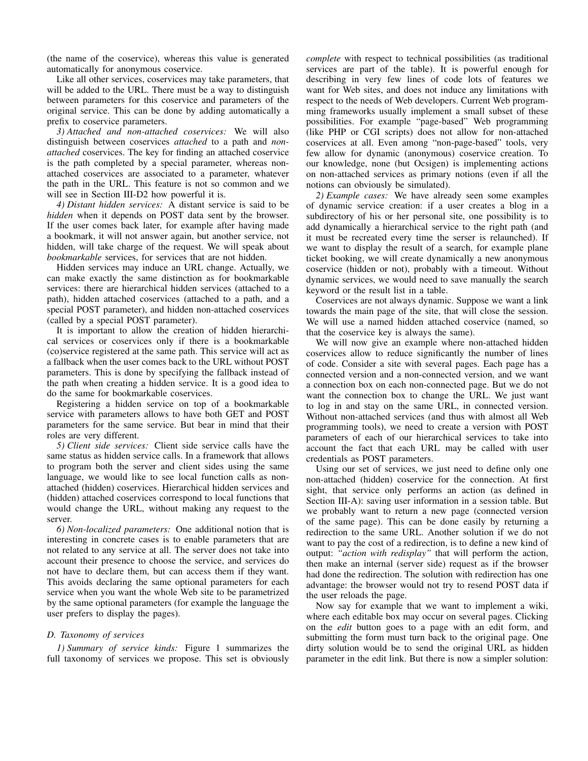(the name of the coservice), whereas this value is generated automatically for anonymous coservice.

Like all other services, coservices may take parameters, that will be added to the URL. There must be a way to distinguish between parameters for this coservice and parameters of the original service. This can be done by adding automatically a prefix to coservice parameters.

*3) Attached and non-attached coservices:* We will also distinguish between coservices *attached* to a path and *non-attached* coservices. The key for finding an attached coservice is the path completed by a special parameter, whereas non-attached coservices are associated to a parameter, whatever the path in the URL. This feature is not so common and we will see in Section III-D2 how powerful it is.

*4) Distant hidden services:* A distant service is said to be *hidden* when it depends on POST data sent by the browser. If the user comes back later, for example after having made a bookmark, it will not answer again, but another service, not hidden, will take charge of the request. We will speak about *bookmarkable* services, for services that are not hidden.

Hidden services may induce an URL change. Actually, we can make exactly the same distinction as for bookmarkable services: there are hierarchical hidden services (attached to a path), hidden attached coservices (attached to a path, and a special POST parameter), and hidden non-attached coservices (called by a special POST parameter).

It is important to allow the creation of hidden hierarchical services or coservices only if there is a bookmarkable (co)service registered at the same path. This service will act as a fallback when the user comes back to the URL without POST parameters. This is done by specifying the fallback instead of the path when creating a hidden service. It is a good idea to do the same for bookmarkable coservices.

Registering a hidden service on top of a bookmarkable service with parameters allows to have both GET and POST parameters for the same service. But bear in mind that their roles are very different.

*5) Client side services:* Client side service calls have the same status as hidden service calls. In a framework that allows to program both the server and client sides using the same language, we would like to see local function calls as non-attached (hidden) coservices. Hierarchical hidden services and (hidden) attached coservices correspond to local functions that would change the URL, without making any request to the server.

*6) Non-localized parameters:* One additional notion that is interesting in concrete cases is to enable parameters that are not related to any service at all. The server does not take into account their presence to choose the service, and services do not have to declare them, but can access them if they want. This avoids declaring the same optional parameters for each service when you want the whole Web site to be parametrized by the same optional parameters (for example the language the user prefers to display the pages).

### D. Taxonomy of services

*1) Summary of service kinds:* Figure 1 summarizes the full taxonomy of services we propose. This set is obviously *complete* with respect to technical possibilities (as traditional services are part of the table). It is powerful enough for describing in very few lines of code lots of features we want for Web sites, and does not induce any limitations with respect to the needs of Web developers. Current Web programming frameworks usually implement a small subset of these possibilities. For example "page-based" Web programming (like PHP or CGI scripts) does not allow for non-attached coservices at all. Even among "non-page-based" tools, very few allow for dynamic (anonymous) coservice creation. To our knowledge, none (but Ocsigen) is implementing actions on non-attached services as primary notions (even if all the notions can obviously be simulated).

*2) Example cases:* We have already seen some examples of dynamic service creation: if a user creates a blog in a subdirectory of his or her personal site, one possibility is to add dynamically a hierarchical service to the right path (and it must be recreated every time the serser is relaunched). If we want to display the result of a search, for example plane ticket booking, we will create dynamically a new anonymous coservice (hidden or not), probably with a timeout. Without dynamic services, we would need to save manually the search keyword or the result list in a table.

Coservices are not always dynamic. Suppose we want a link towards the main page of the site, that will close the session. We will use a named hidden attached coservice (named, so that the coservice key is always the same).

We will now give an example where non-attached hidden coservices allow to reduce significantly the number of lines of code. Consider a site with several pages. Each page has a connected version and a non-connected version, and we want a connection box on each non-connected page. But we do not want the connection box to change the URL. We just want to log in and stay on the same URL, in connected version. Without non-attached services (and thus with almost all Web programming tools), we need to create a version with POST parameters of each of our hierarchical services to take into account the fact that each URL may be called with user credentials as POST parameters.

Using our set of services, we just need to define only one non-attached (hidden) coservice for the connection. At first sight, that service only performs an action (as defined in Section III-A): saving user information in a session table. But we probably want to return a new page (connected version of the same page). This can be done easily by returning a redirection to the same URL. Another solution if we do not want to pay the cost of a redirection, is to define a new kind of output: *"action with redisplay"* that will perform the action, then make an internal (server side) request as if the browser had done the redirection. The solution with redirection has one advantage: the browser would not try to resend POST data if the user reloads the page.

Now say for example that we want to implement a wiki, where each editable box may occur on several pages. Clicking on the *edit* button goes to a page with an edit form, and submitting the form must turn back to the original page. One dirty solution would be to send the original URL as hidden parameter in the edit link. But there is now a simpler solution: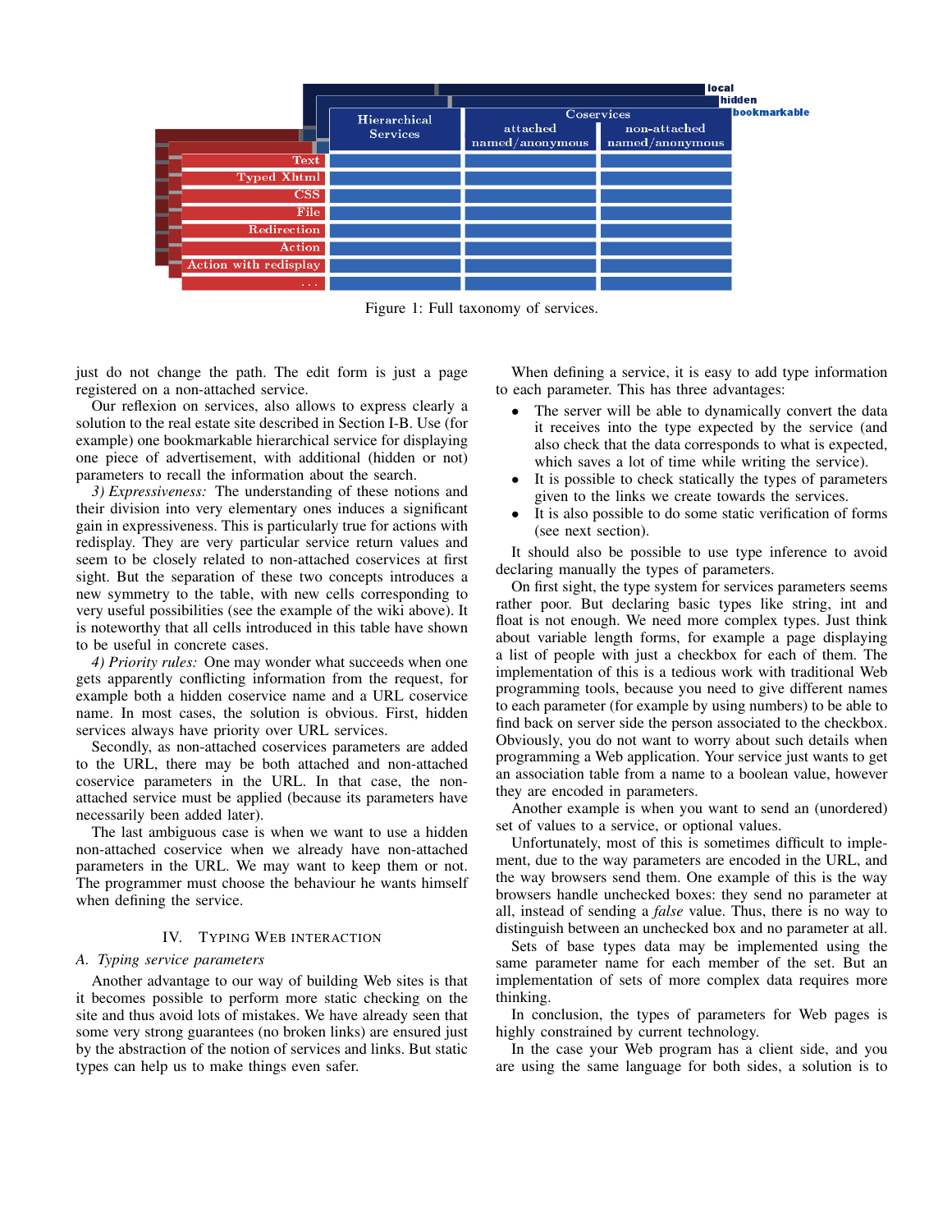| | Hierarchical Services | Coservices attached named/anonymous | Coservices non-attached named/anonymous |
|---|---|---|---|
| Text | | | |
| Typed Xhtml | | | |
| CSS | | | |
| File | | | |
| Redirection | | | |
| Action | | | |
| Action with redisplay | | | |
| ... | | | |

(layers: local, hidden, bookmarkable)

Figure 1: Full taxonomy of services.

just do not change the path. The edit form is just a page registered on a non-attached service.

Our reflexion on services, also allows to express clearly a solution to the real estate site described in Section I-B. Use (for example) one bookmarkable hierarchical service for displaying one piece of advertisement, with additional (hidden or not) parameters to recall the information about the search.

*3) Expressiveness:* The understanding of these notions and their division into very elementary ones induces a significant gain in expressiveness. This is particularly true for actions with redisplay. They are very particular service return values and seem to be closely related to non-attached coservices at first sight. But the separation of these two concepts introduces a new symmetry to the table, with new cells corresponding to very useful possibilities (see the example of the wiki above). It is noteworthy that all cells introduced in this table have shown to be useful in concrete cases.

*4) Priority rules:* One may wonder what succeeds when one gets apparently conflicting information from the request, for example both a hidden coservice name and a URL coservice name. In most cases, the solution is obvious. First, hidden services always have priority over URL services.

Secondly, as non-attached coservices parameters are added to the URL, there may be both attached and non-attached coservice parameters in the URL. In that case, the non-attached service must be applied (because its parameters have necessarily been added later).

The last ambiguous case is when we want to use a hidden non-attached coservice when we already have non-attached parameters in the URL. We may want to keep them or not. The programmer must choose the behaviour he wants himself when defining the service.

## IV. Typing Web interaction

### A. Typing service parameters

Another advantage to our way of building Web sites is that it becomes possible to perform more static checking on the site and thus avoid lots of mistakes. We have already seen that some very strong guarantees (no broken links) are ensured just by the abstraction of the notion of services and links. But static types can help us to make things even safer.

When defining a service, it is easy to add type information to each parameter. This has three advantages:

- The server will be able to dynamically convert the data it receives into the type expected by the service (and also check that the data corresponds to what is expected, which saves a lot of time while writing the service).
- It is possible to check statically the types of parameters given to the links we create towards the services.
- It is also possible to do some static verification of forms (see next section).

It should also be possible to use type inference to avoid declaring manually the types of parameters.

On first sight, the type system for services parameters seems rather poor. But declaring basic types like string, int and float is not enough. We need more complex types. Just think about variable length forms, for example a page displaying a list of people with just a checkbox for each of them. The implementation of this is a tedious work with traditional Web programming tools, because you need to give different names to each parameter (for example by using numbers) to be able to find back on server side the person associated to the checkbox. Obviously, you do not want to worry about such details when programming a Web application. Your service just wants to get an association table from a name to a boolean value, however they are encoded in parameters.

Another example is when you want to send an (unordered) set of values to a service, or optional values.

Unfortunately, most of this is sometimes difficult to implement, due to the way parameters are encoded in the URL, and the way browsers send them. One example of this is the way browsers handle unchecked boxes: they send no parameter at all, instead of sending a *false* value. Thus, there is no way to distinguish between an unchecked box and no parameter at all.

Sets of base types data may be implemented using the same parameter name for each member of the set. But an implementation of sets of more complex data requires more thinking.

In conclusion, the types of parameters for Web pages is highly constrained by current technology.

In the case your Web program has a client side, and you are using the same language for both sides, a solution is to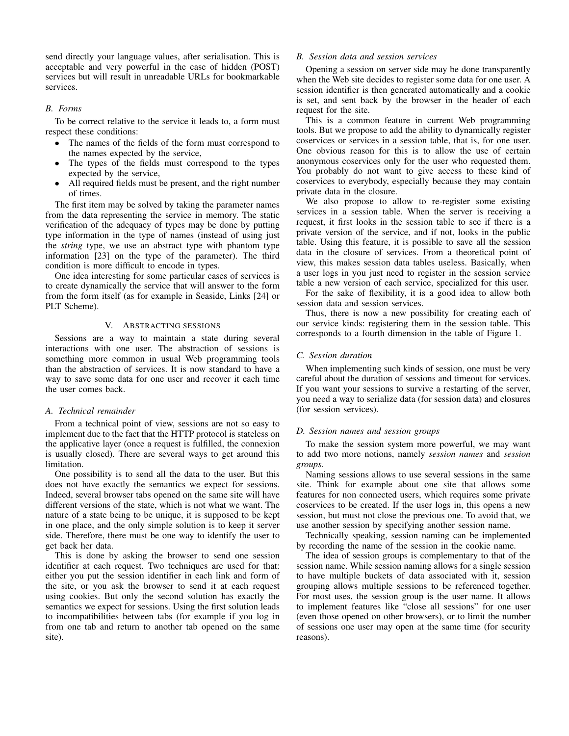send directly your language values, after serialisation. This is acceptable and very powerful in the case of hidden (POST) services but will result in unreadable URLs for bookmarkable services.

### B. Forms

To be correct relative to the service it leads to, a form must respect these conditions:

- The names of the fields of the form must correspond to the names expected by the service,
- The types of the fields must correspond to the types expected by the service,
- All required fields must be present, and the right number of times.

The first item may be solved by taking the parameter names from the data representing the service in memory. The static verification of the adequacy of types may be done by putting type information in the type of names (instead of using just the *string* type, we use an abstract type with phantom type information [23] on the type of the parameter). The third condition is more difficult to encode in types.

One idea interesting for some particular cases of services is to create dynamically the service that will answer to the form from the form itself (as for example in Seaside, Links [24] or PLT Scheme).

## V. Abstracting sessions

Sessions are a way to maintain a state during several interactions with one user. The abstraction of sessions is something more common in usual Web programming tools than the abstraction of services. It is now standard to have a way to save some data for one user and recover it each time the user comes back.

### A. Technical remainder

From a technical point of view, sessions are not so easy to implement due to the fact that the HTTP protocol is stateless on the applicative layer (once a request is fulfilled, the connexion is usually closed). There are several ways to get around this limitation.

One possibility is to send all the data to the user. But this does not have exactly the semantics we expect for sessions. Indeed, several browser tabs opened on the same site will have different versions of the state, which is not what we want. The nature of a state being to be unique, it is supposed to be kept in one place, and the only simple solution is to keep it server side. Therefore, there must be one way to identify the user to get back her data.

This is done by asking the browser to send one session identifier at each request. Two techniques are used for that: either you put the session identifier in each link and form of the site, or you ask the browser to send it at each request using cookies. But only the second solution has exactly the semantics we expect for sessions. Using the first solution leads to incompatibilities between tabs (for example if you log in from one tab and return to another tab opened on the same site).

### B. Session data and session services

Opening a session on server side may be done transparently when the Web site decides to register some data for one user. A session identifier is then generated automatically and a cookie is set, and sent back by the browser in the header of each request for the site.

This is a common feature in current Web programming tools. But we propose to add the ability to dynamically register coservices or services in a session table, that is, for one user. One obvious reason for this is to allow the use of certain anonymous coservices only for the user who requested them. You probably do not want to give access to these kind of coservices to everybody, especially because they may contain private data in the closure.

We also propose to allow to re-register some existing services in a session table. When the server is receiving a request, it first looks in the session table to see if there is a private version of the service, and if not, looks in the public table. Using this feature, it is possible to save all the session data in the closure of services. From a theoretical point of view, this makes session data tables useless. Basically, when a user logs in you just need to register in the session service table a new version of each service, specialized for this user.

For the sake of flexibility, it is a good idea to allow both session data and session services.

Thus, there is now a new possibility for creating each of our service kinds: registering them in the session table. This corresponds to a fourth dimension in the table of Figure 1.

### C. Session duration

When implementing such kinds of session, one must be very careful about the duration of sessions and timeout for services. If you want your sessions to survive a restarting of the server, you need a way to serialize data (for session data) and closures (for session services).

### D. Session names and session groups

To make the session system more powerful, we may want to add two more notions, namely *session names* and *session groups*.

Naming sessions allows to use several sessions in the same site. Think for example about one site that allows some features for non connected users, which requires some private coservices to be created. If the user logs in, this opens a new session, but must not close the previous one. To avoid that, we use another session by specifying another session name.

Technically speaking, session naming can be implemented by recording the name of the session in the cookie name.

The idea of session groups is complementary to that of the session name. While session naming allows for a single session to have multiple buckets of data associated with it, session grouping allows multiple sessions to be referenced together. For most uses, the session group is the user name. It allows to implement features like "close all sessions" for one user (even those opened on other browsers), or to limit the number of sessions one user may open at the same time (for security reasons).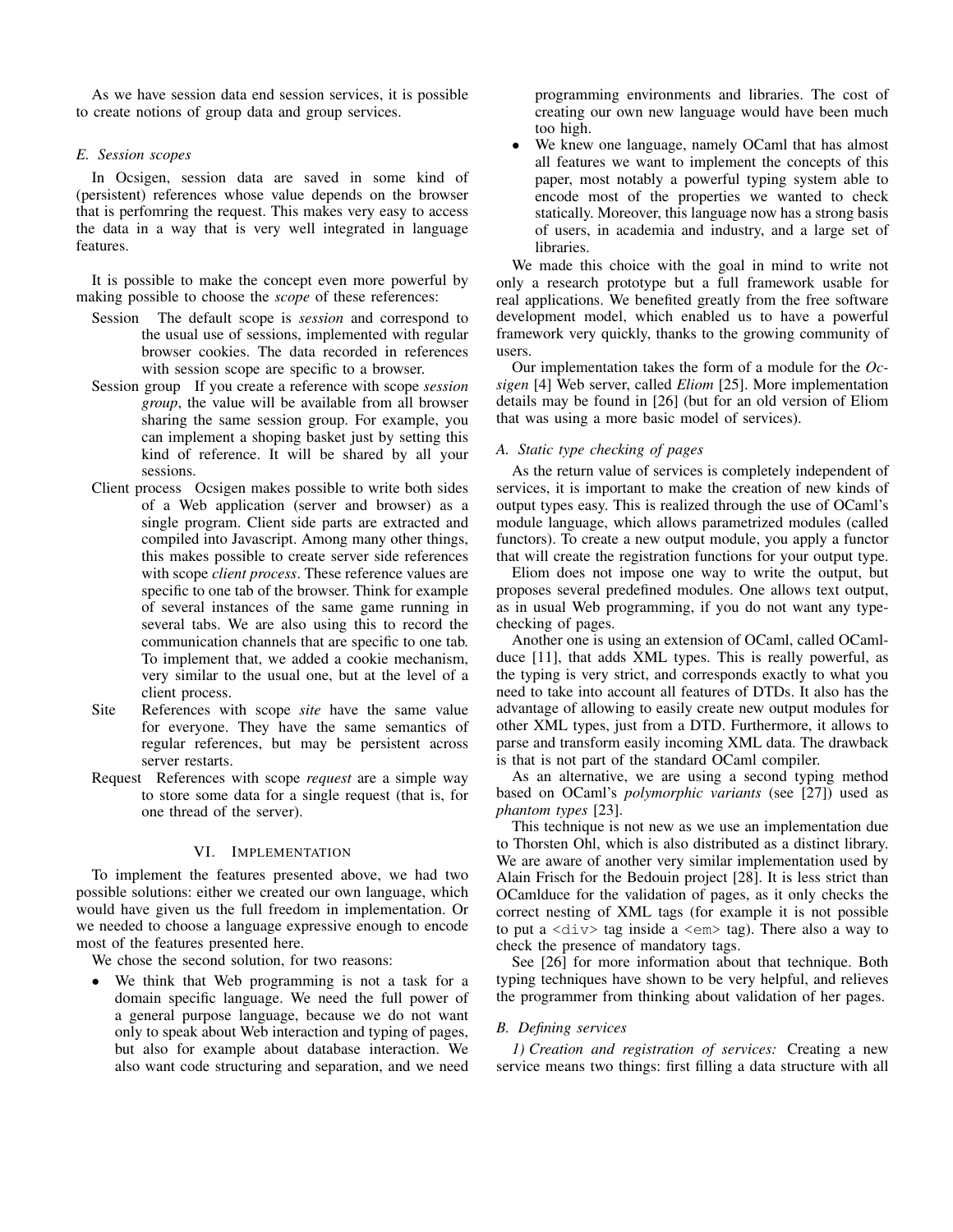As we have session data end session services, it is possible to create notions of group data and group services.

### E. Session scopes

In Ocsigen, session data are saved in some kind of (persistent) references whose value depends on the browser that is perfomring the request. This makes very easy to access the data in a way that is very well integrated in language features.

It is possible to make the concept even more powerful by making possible to choose the *scope* of these references:

- Session: The default scope is *session* and correspond to the usual use of sessions, implemented with regular browser cookies. The data recorded in references with session scope are specific to a browser.
- Session group: If you create a reference with scope *session group*, the value will be available from all browser sharing the same session group. For example, you can implement a shoping basket just by setting this kind of reference. It will be shared by all your sessions.
- Client process: Ocsigen makes possible to write both sides of a Web application (server and browser) as a single program. Client side parts are extracted and compiled into Javascript. Among many other things, this makes possible to create server side references with scope *client process*. These reference values are specific to one tab of the browser. Think for example of several instances of the same game running in several tabs. We are also using this to record the communication channels that are specific to one tab. To implement that, we added a cookie mechanism, very similar to the usual one, but at the level of a client process.
- Site: References with scope *site* have the same value for everyone. They have the same semantics of regular references, but may be persistent across server restarts.
- Request: References with scope *request* are a simple way to store some data for a single request (that is, for one thread of the server).

## VI. Implementation

To implement the features presented above, we had two possible solutions: either we created our own language, which would have given us the full freedom in implementation. Or we needed to choose a language expressive enough to encode most of the features presented here.

We chose the second solution, for two reasons:

- We think that Web programming is not a task for a domain specific language. We need the full power of a general purpose language, because we do not want only to speak about Web interaction and typing of pages, but also for example about database interaction. We also want code structuring and separation, and we need programming environments and libraries. The cost of creating our own new language would have been much too high.
- We knew one language, namely OCaml that has almost all features we want to implement the concepts of this paper, most notably a powerful typing system able to encode most of the properties we wanted to check statically. Moreover, this language now has a strong basis of users, in academia and industry, and a large set of libraries.

We made this choice with the goal in mind to write not only a research prototype but a full framework usable for real applications. We benefited greatly from the free software development model, which enabled us to have a powerful framework very quickly, thanks to the growing community of users.

Our implementation takes the form of a module for the *Ocsigen* [4] Web server, called *Eliom* [25]. More implementation details may be found in [26] (but for an old version of Eliom that was using a more basic model of services).

### A. Static type checking of pages

As the return value of services is completely independent of services, it is important to make the creation of new kinds of output types easy. This is realized through the use of OCaml's module language, which allows parametrized modules (called functors). To create a new output module, you apply a functor that will create the registration functions for your output type.

Eliom does not impose one way to write the output, but proposes several predefined modules. One allows text output, as in usual Web programming, if you do not want any type-checking of pages.

Another one is using an extension of OCaml, called OCamlduce [11], that adds XML types. This is really powerful, as the typing is very strict, and corresponds exactly to what you need to take into account all features of DTDs. It also has the advantage of allowing to easily create new output modules for other XML types, just from a DTD. Furthermore, it allows to parse and transform easily incoming XML data. The drawback is that is not part of the standard OCaml compiler.

As an alternative, we are using a second typing method based on OCaml's *polymorphic variants* (see [27]) used as *phantom types* [23].

This technique is not new as we use an implementation due to Thorsten Ohl, which is also distributed as a distinct library. We are aware of another very similar implementation used by Alain Frisch for the Bedouin project [28]. It is less strict than OCamlduce for the validation of pages, as it only checks the correct nesting of XML tags (for example it is not possible to put a `<div>` tag inside a `<em>` tag). There also a way to check the presence of mandatory tags.

See [26] for more information about that technique. Both typing techniques have shown to be very helpful, and relieves the programmer from thinking about validation of her pages.

### B. Defining services

*1) Creation and registration of services:* Creating a new service means two things: first filling a data structure with all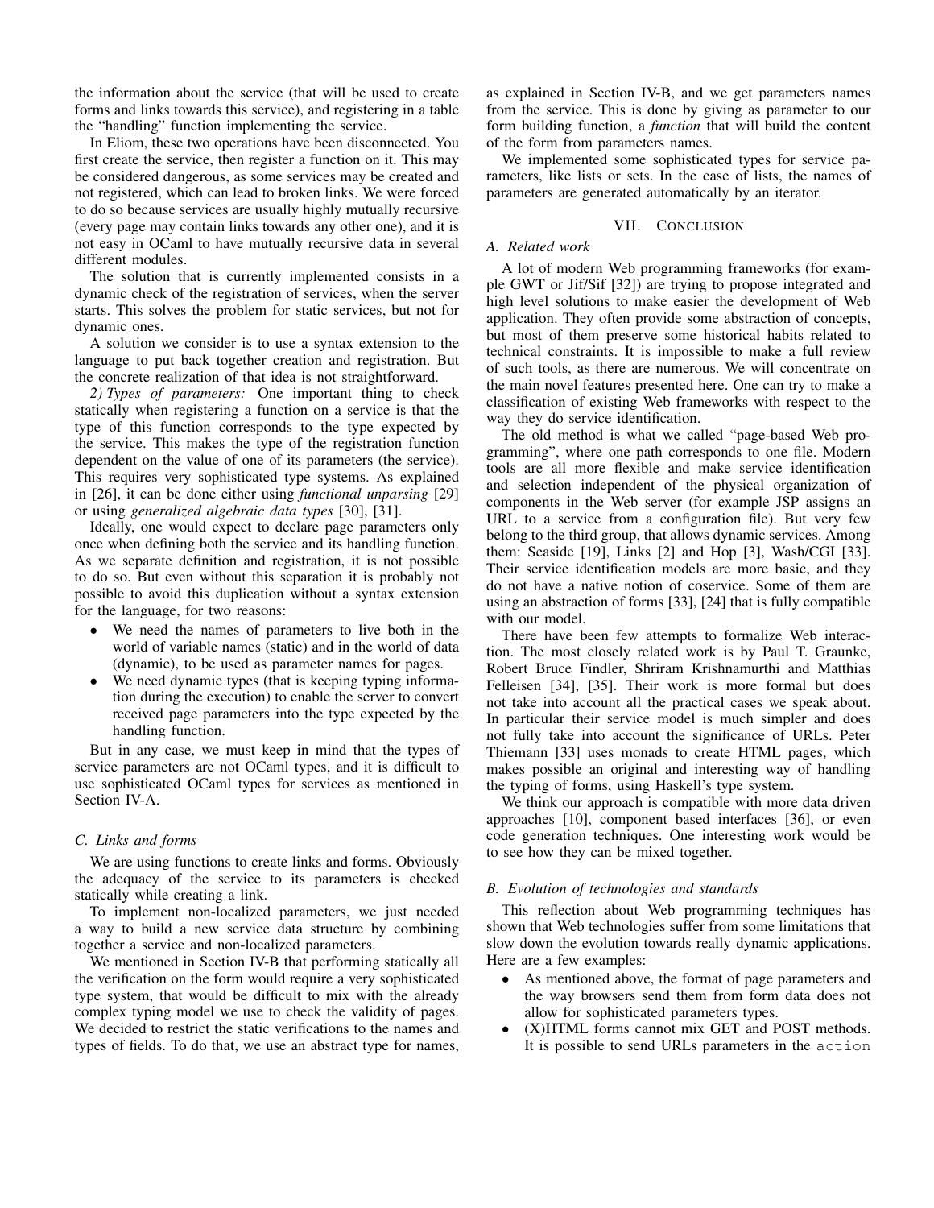the information about the service (that will be used to create forms and links towards this service), and registering in a table the "handling" function implementing the service.

In Eliom, these two operations have been disconnected. You first create the service, then register a function on it. This may be considered dangerous, as some services may be created and not registered, which can lead to broken links. We were forced to do so because services are usually highly mutually recursive (every page may contain links towards any other one), and it is not easy in OCaml to have mutually recursive data in several different modules.

The solution that is currently implemented consists in a dynamic check of the registration of services, when the server starts. This solves the problem for static services, but not for dynamic ones.

A solution we consider is to use a syntax extension to the language to put back together creation and registration. But the concrete realization of that idea is not straightforward.

*2) Types of parameters:* One important thing to check statically when registering a function on a service is that the type of this function corresponds to the type expected by the service. This makes the type of the registration function dependent on the value of one of its parameters (the service). This requires very sophisticated type systems. As explained in [26], it can be done either using *functional unparsing* [29] or using *generalized algebraic data types* [30], [31].

Ideally, one would expect to declare page parameters only once when defining both the service and its handling function. As we separate definition and registration, it is not possible to do so. But even without this separation it is probably not possible to avoid this duplication without a syntax extension for the language, for two reasons:

- We need the names of parameters to live both in the world of variable names (static) and in the world of data (dynamic), to be used as parameter names for pages.
- We need dynamic types (that is keeping typing information during the execution) to enable the server to convert received page parameters into the type expected by the handling function.

But in any case, we must keep in mind that the types of service parameters are not OCaml types, and it is difficult to use sophisticated OCaml types for services as mentioned in Section IV-A.

### C. Links and forms

We are using functions to create links and forms. Obviously the adequacy of the service to its parameters is checked statically while creating a link.

To implement non-localized parameters, we just needed a way to build a new service data structure by combining together a service and non-localized parameters.

We mentioned in Section IV-B that performing statically all the verification on the form would require a very sophisticated type system, that would be difficult to mix with the already complex typing model we use to check the validity of pages. We decided to restrict the static verifications to the names and types of fields. To do that, we use an abstract type for names, as explained in Section IV-B, and we get parameters names from the service. This is done by giving as parameter to our form building function, a *function* that will build the content of the form from parameters names.

We implemented some sophisticated types for service parameters, like lists or sets. In the case of lists, the names of parameters are generated automatically by an iterator.

## VII. Conclusion

### A. Related work

A lot of modern Web programming frameworks (for example GWT or Jif/Sif [32]) are trying to propose integrated and high level solutions to make easier the development of Web application. They often provide some abstraction of concepts, but most of them preserve some historical habits related to technical constraints. It is impossible to make a full review of such tools, as there are numerous. We will concentrate on the main novel features presented here. One can try to make a classification of existing Web frameworks with respect to the way they do service identification.

The old method is what we called "page-based Web programming", where one path corresponds to one file. Modern tools are all more flexible and make service identification and selection independent of the physical organization of components in the Web server (for example JSP assigns an URL to a service from a configuration file). But very few belong to the third group, that allows dynamic services. Among them: Seaside [19], Links [2] and Hop [3], Wash/CGI [33]. Their service identification models are more basic, and they do not have a native notion of coservice. Some of them are using an abstraction of forms [33], [24] that is fully compatible with our model.

There have been few attempts to formalize Web interaction. The most closely related work is by Paul T. Graunke, Robert Bruce Findler, Shriram Krishnamurthi and Matthias Felleisen [34], [35]. Their work is more formal but does not take into account all the practical cases we speak about. In particular their service model is much simpler and does not fully take into account the significance of URLs. Peter Thiemann [33] uses monads to create HTML pages, which makes possible an original and interesting way of handling the typing of forms, using Haskell's type system.

We think our approach is compatible with more data driven approaches [10], component based interfaces [36], or even code generation techniques. One interesting work would be to see how they can be mixed together.

### B. Evolution of technologies and standards

This reflection about Web programming techniques has shown that Web technologies suffer from some limitations that slow down the evolution towards really dynamic applications. Here are a few examples:

- As mentioned above, the format of page parameters and the way browsers send them from form data does not allow for sophisticated parameters types.
- (X)HTML forms cannot mix GET and POST methods. It is possible to send URLs parameters in the `action`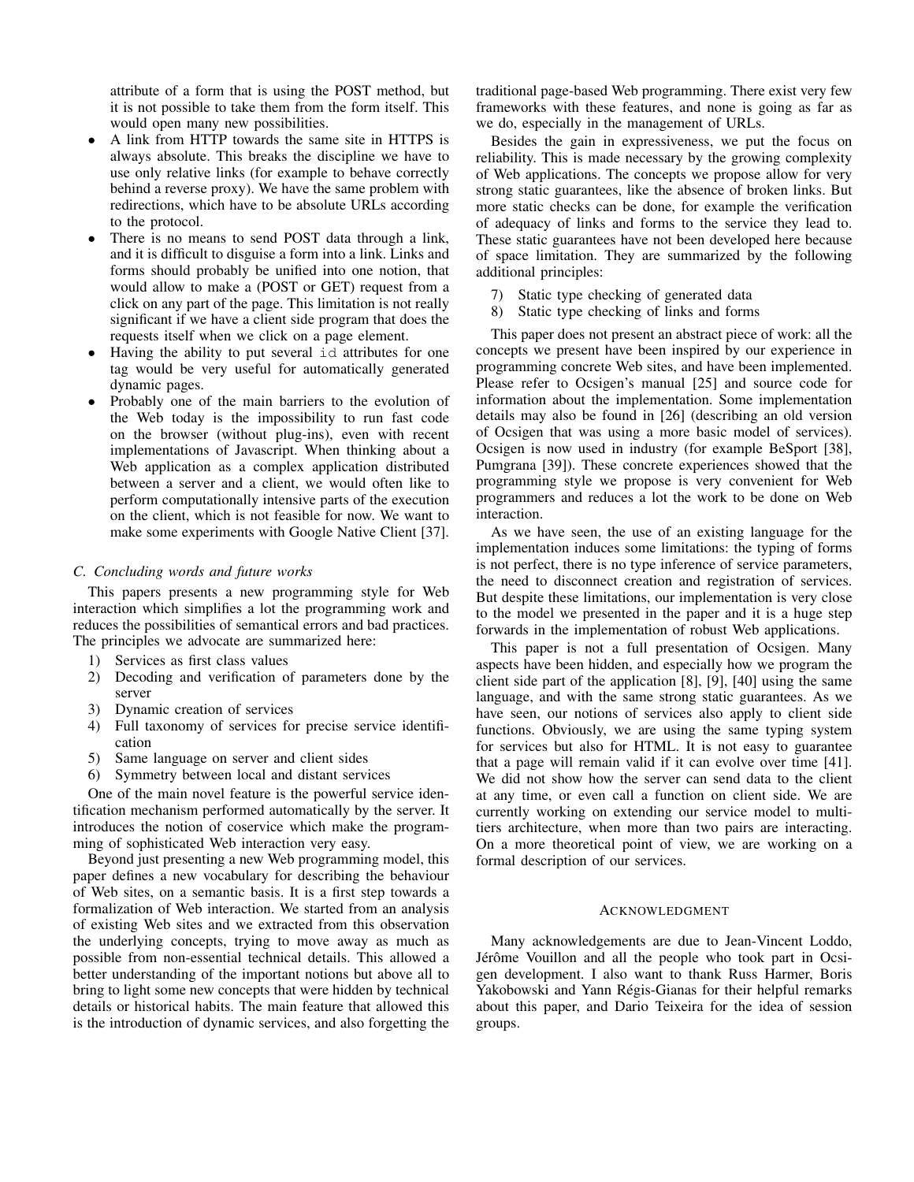attribute of a form that is using the POST method, but it is not possible to take them from the form itself. This would open many new possibilities.

- A link from HTTP towards the same site in HTTPS is always absolute. This breaks the discipline we have to use only relative links (for example to behave correctly behind a reverse proxy). We have the same problem with redirections, which have to be absolute URLs according to the protocol.
- There is no means to send POST data through a link, and it is difficult to disguise a form into a link. Links and forms should probably be unified into one notion, that would allow to make a (POST or GET) request from a click on any part of the page. This limitation is not really significant if we have a client side program that does the requests itself when we click on a page element.
- Having the ability to put several `id` attributes for one tag would be very useful for automatically generated dynamic pages.
- Probably one of the main barriers to the evolution of the Web today is the impossibility to run fast code on the browser (without plug-ins), even with recent implementations of Javascript. When thinking about a Web application as a complex application distributed between a server and a client, we would often like to perform computationally intensive parts of the execution on the client, which is not feasible for now. We want to make some experiments with Google Native Client [37].

### C. Concluding words and future works

This papers presents a new programming style for Web interaction which simplifies a lot the programming work and reduces the possibilities of semantical errors and bad practices. The principles we advocate are summarized here:

1) Services as first class values
2) Decoding and verification of parameters done by the server
3) Dynamic creation of services
4) Full taxonomy of services for precise service identification
5) Same language on server and client sides
6) Symmetry between local and distant services

One of the main novel feature is the powerful service identification mechanism performed automatically by the server. It introduces the notion of coservice which make the programming of sophisticated Web interaction very easy.

Beyond just presenting a new Web programming model, this paper defines a new vocabulary for describing the behaviour of Web sites, on a semantic basis. It is a first step towards a formalization of Web interaction. We started from an analysis of existing Web sites and we extracted from this observation the underlying concepts, trying to move away as much as possible from non-essential technical details. This allowed a better understanding of the important notions but above all to bring to light some new concepts that were hidden by technical details or historical habits. The main feature that allowed this is the introduction of dynamic services, and also forgetting the traditional page-based Web programming. There exist very few frameworks with these features, and none is going as far as we do, especially in the management of URLs.

Besides the gain in expressiveness, we put the focus on reliability. This is made necessary by the growing complexity of Web applications. The concepts we propose allow for very strong static guarantees, like the absence of broken links. But more static checks can be done, for example the verification of adequacy of links and forms to the service they lead to. These static guarantees have not been developed here because of space limitation. They are summarized by the following additional principles:

7) Static type checking of generated data
8) Static type checking of links and forms

This paper does not present an abstract piece of work: all the concepts we present have been inspired by our experience in programming concrete Web sites, and have been implemented. Please refer to Ocsigen's manual [25] and source code for information about the implementation. Some implementation details may also be found in [26] (describing an old version of Ocsigen that was using a more basic model of services). Ocsigen is now used in industry (for example BeSport [38], Pumgrana [39]). These concrete experiences showed that the programming style we propose is very convenient for Web programmers and reduces a lot the work to be done on Web interaction.

As we have seen, the use of an existing language for the implementation induces some limitations: the typing of forms is not perfect, there is no type inference of service parameters, the need to disconnect creation and registration of services. But despite these limitations, our implementation is very close to the model we presented in the paper and it is a huge step forwards in the implementation of robust Web applications.

This paper is not a full presentation of Ocsigen. Many aspects have been hidden, and especially how we program the client side part of the application [8], [9], [40] using the same language, and with the same strong static guarantees. As we have seen, our notions of services also apply to client side functions. Obviously, we are using the same typing system for services but also for HTML. It is not easy to guarantee that a page will remain valid if it can evolve over time [41]. We did not show how the server can send data to the client at any time, or even call a function on client side. We are currently working on extending our service model to multi-tiers architecture, when more than two pairs are interacting. On a more theoretical point of view, we are working on a formal description of our services.

## Acknowledgment

Many acknowledgements are due to Jean-Vincent Loddo, Jérôme Vouillon and all the people who took part in Ocsigen development. I also want to thank Russ Harmer, Boris Yakobowski and Yann Régis-Gianas for their helpful remarks about this paper, and Dario Teixeira for the idea of session groups.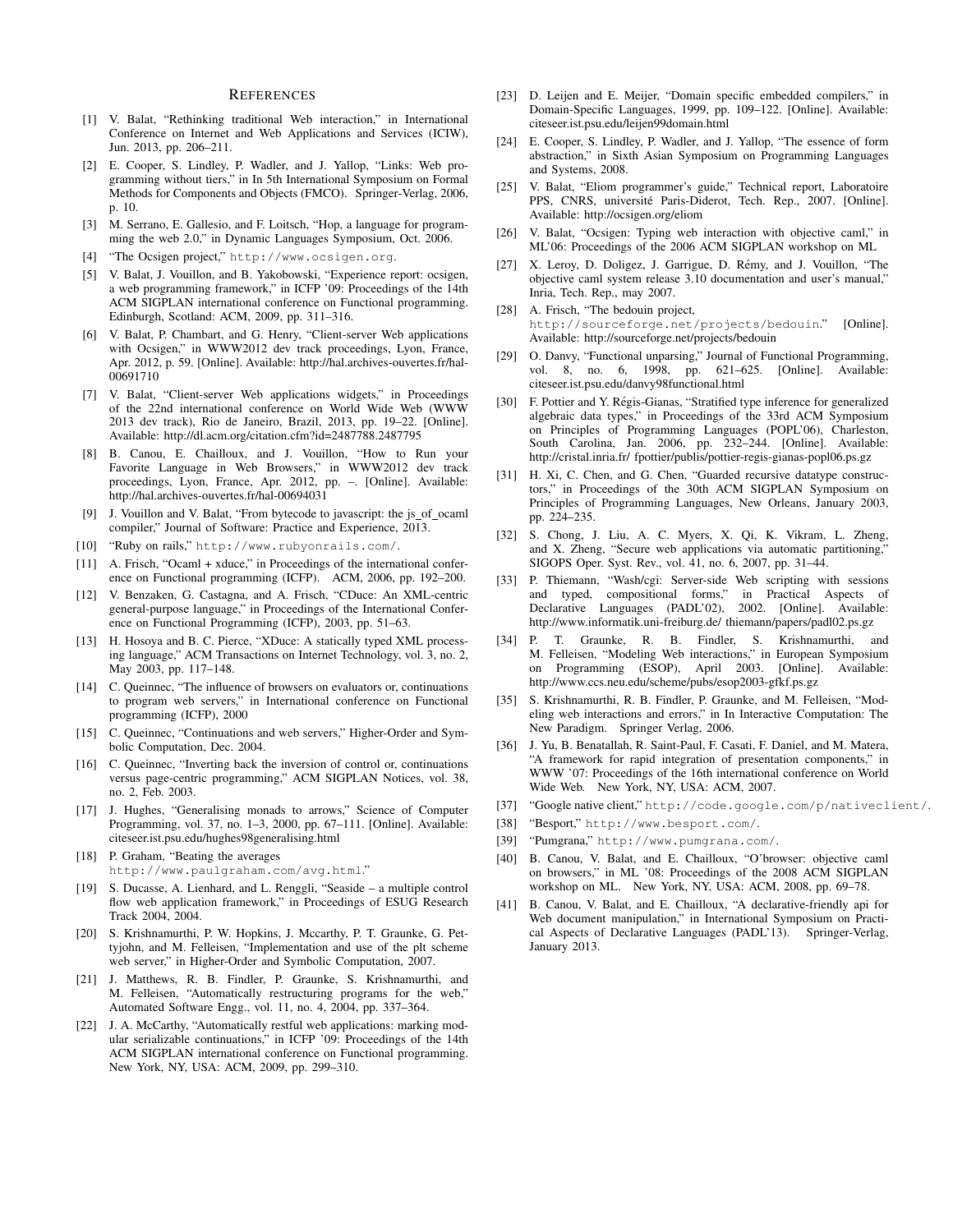# References

[1] V. Balat, "Rethinking traditional Web interaction," in International Conference on Internet and Web Applications and Services (ICIW), Jun. 2013, pp. 206–211.

[2] E. Cooper, S. Lindley, P. Wadler, and J. Yallop, "Links: Web programming without tiers," in In 5th International Symposium on Formal Methods for Components and Objects (FMCO). Springer-Verlag, 2006, p. 10.

[3] M. Serrano, E. Gallesio, and F. Loitsch, "Hop, a language for programming the web 2.0," in Dynamic Languages Symposium, Oct. 2006.

[4] "The Ocsigen project," http://www.ocsigen.org.

[5] V. Balat, J. Vouillon, and B. Yakobowski, "Experience report: ocsigen, a web programming framework," in ICFP '09: Proceedings of the 14th ACM SIGPLAN international conference on Functional programming. Edinburgh, Scotland: ACM, 2009, pp. 311–316.

[6] V. Balat, P. Chambart, and G. Henry, "Client-server Web applications with Ocsigen," in WWW2012 dev track proceedings, Lyon, France, Apr. 2012, p. 59. [Online]. Available: http://hal.archives-ouvertes.fr/hal-00691710

[7] V. Balat, "Client-server Web applications widgets," in Proceedings of the 22nd international conference on World Wide Web (WWW 2013 dev track), Rio de Janeiro, Brazil, 2013, pp. 19–22. [Online]. Available: http://dl.acm.org/citation.cfm?id=2487788.2487795

[8] B. Canou, E. Chailloux, and J. Vouillon, "How to Run your Favorite Language in Web Browsers," in WWW2012 dev track proceedings, Lyon, France, Apr. 2012, pp. –. [Online]. Available: http://hal.archives-ouvertes.fr/hal-00694031

[9] J. Vouillon and V. Balat, "From bytecode to javascript: the js_of_ocaml compiler," Journal of Software: Practice and Experience, 2013.

[10] "Ruby on rails," http://www.rubyonrails.com/.

[11] A. Frisch, "Ocaml + xduce," in Proceedings of the international conference on Functional programming (ICFP). ACM, 2006, pp. 192–200.

[12] V. Benzaken, G. Castagna, and A. Frisch, "CDuce: An XML-centric general-purpose language," in Proceedings of the International Conference on Functional Programming (ICFP), 2003, pp. 51–63.

[13] H. Hosoya and B. C. Pierce, "XDuce: A statically typed XML processing language," ACM Transactions on Internet Technology, vol. 3, no. 2, May 2003, pp. 117–148.

[14] C. Queinnec, "The influence of browsers on evaluators or, continuations to program web servers," in International conference on Functional programming (ICFP), 2000

[15] C. Queinnec, "Continuations and web servers," Higher-Order and Symbolic Computation, Dec. 2004.

[16] C. Queinnec, "Inverting back the inversion of control or, continuations versus page-centric programming," ACM SIGPLAN Notices, vol. 38, no. 2, Feb. 2003.

[17] J. Hughes, "Generalising monads to arrows," Science of Computer Programming, vol. 37, no. 1–3, 2000, pp. 67–111. [Online]. Available: citeseer.ist.psu.edu/hughes98generalising.html

[18] P. Graham, "Beating the averages http://www.paulgraham.com/avg.html."

[19] S. Ducasse, A. Lienhard, and L. Renggli, "Seaside – a multiple control flow web application framework," in Proceedings of ESUG Research Track 2004, 2004.

[20] S. Krishnamurthi, P. W. Hopkins, J. Mccarthy, P. T. Graunke, G. Pettyjohn, and M. Felleisen, "Implementation and use of the plt scheme web server," in Higher-Order and Symbolic Computation, 2007.

[21] J. Matthews, R. B. Findler, P. Graunke, S. Krishnamurthi, and M. Felleisen, "Automatically restructuring programs for the web," Automated Software Engg., vol. 11, no. 4, 2004, pp. 337–364.

[22] J. A. McCarthy, "Automatically restful web applications: marking modular serializable continuations," in ICFP '09: Proceedings of the 14th ACM SIGPLAN international conference on Functional programming. New York, NY, USA: ACM, 2009, pp. 299–310.

[23] D. Leijen and E. Meijer, "Domain specific embedded compilers," in Domain-Specific Languages, 1999, pp. 109–122. [Online]. Available: citeseer.ist.psu.edu/leijen99domain.html

[24] E. Cooper, S. Lindley, P. Wadler, and J. Yallop, "The essence of form abstraction," in Sixth Asian Symposium on Programming Languages and Systems, 2008.

[25] V. Balat, "Eliom programmer's guide," Technical report, Laboratoire PPS, CNRS, université Paris-Diderot, Tech. Rep., 2007. [Online]. Available: http://ocsigen.org/eliom

[26] V. Balat, "Ocsigen: Typing web interaction with objective caml," in ML'06: Proceedings of the 2006 ACM SIGPLAN workshop on ML

[27] X. Leroy, D. Doligez, J. Garrigue, D. Rémy, and J. Vouillon, "The objective caml system release 3.10 documentation and user's manual," Inria, Tech. Rep., may 2007.

[28] A. Frisch, "The bedouin project, http://sourceforge.net/projects/bedouin." [Online]. Available: http://sourceforge.net/projects/bedouin

[29] O. Danvy, "Functional unparsing," Journal of Functional Programming, vol. 8, no. 6, 1998, pp. 621–625. [Online]. Available: citeseer.ist.psu.edu/danvy98functional.html

[30] F. Pottier and Y. Régis-Gianas, "Stratified type inference for generalized algebraic data types," in Proceedings of the 33rd ACM Symposium on Principles of Programming Languages (POPL'06), Charleston, South Carolina, Jan. 2006, pp. 232–244. [Online]. Available: http://cristal.inria.fr/ fpottier/publis/pottier-regis-gianas-popl06.ps.gz

[31] H. Xi, C. Chen, and G. Chen, "Guarded recursive datatype constructors," in Proceedings of the 30th ACM SIGPLAN Symposium on Principles of Programming Languages, New Orleans, January 2003, pp. 224–235.

[32] S. Chong, J. Liu, A. C. Myers, X. Qi, K. Vikram, L. Zheng, and X. Zheng, "Secure web applications via automatic partitioning," SIGOPS Oper. Syst. Rev., vol. 41, no. 6, 2007, pp. 31–44.

[33] P. Thiemann, "Wash/cgi: Server-side Web scripting with sessions and typed, compositional forms," in Practical Aspects of Declarative Languages (PADL'02), 2002. [Online]. Available: http://www.informatik.uni-freiburg.de/ thiemann/papers/padl02.ps.gz

[34] P. T. Graunke, R. B. Findler, S. Krishnamurthi, and M. Felleisen, "Modeling Web interactions," in European Symposium on Programming (ESOP), April 2003. [Online]. Available: http://www.ccs.neu.edu/scheme/pubs/esop2003-gfkf.ps.gz

[35] S. Krishnamurthi, R. B. Findler, P. Graunke, and M. Felleisen, "Modeling web interactions and errors," in In Interactive Computation: The New Paradigm. Springer Verlag, 2006.

[36] J. Yu, B. Benatallah, R. Saint-Paul, F. Casati, F. Daniel, and M. Matera, "A framework for rapid integration of presentation components," in WWW '07: Proceedings of the 16th international conference on World Wide Web. New York, NY, USA: ACM, 2007.

[37] "Google native client," http://code.google.com/p/nativeclient/.

[38] "Besport," http://www.besport.com/.

[39] "Pumgrana," http://www.pumgrana.com/.

[40] B. Canou, V. Balat, and E. Chailloux, "O'browser: objective caml on browsers," in ML '08: Proceedings of the 2008 ACM SIGPLAN workshop on ML. New York, NY, USA: ACM, 2008, pp. 69–78.

[41] B. Canou, V. Balat, and E. Chailloux, "A declarative-friendly api for Web document manipulation," in International Symposium on Practical Aspects of Declarative Languages (PADL'13). Springer-Verlag, January 2013.